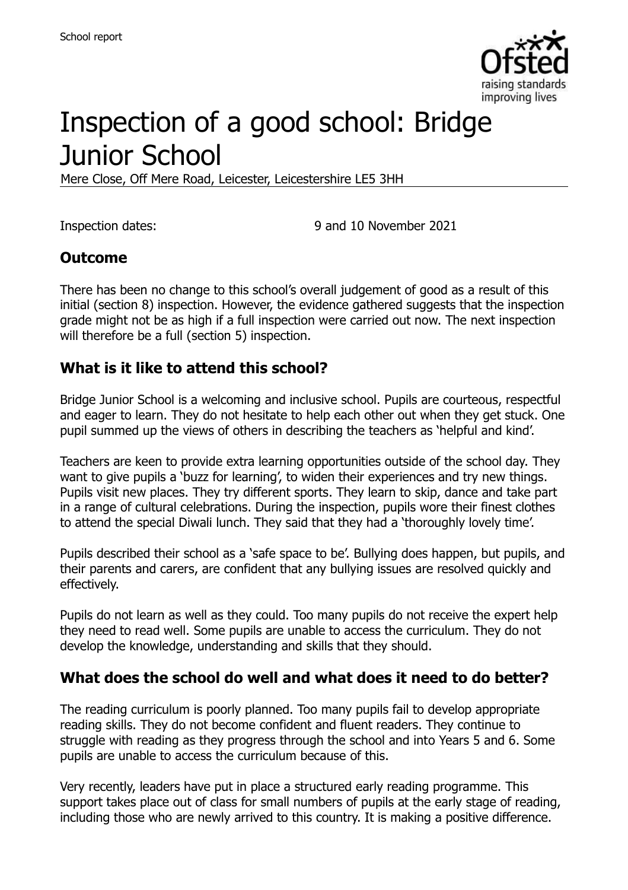School report

# Inspection of a good school: Bridge Junior School

Mere Close, Off Mere Road, Leicester, Leicestershire LE5 3HH

Inspection dates: 9 and 10 November 2021

## Outcome

There has been no change to this school's overall judgement of good as a result of this initial (section 8) inspection. However, the evidence gathered suggests that the inspection grade might not be as high if a full inspection were carried out now. The next inspection will therefore be a full (section 5) inspection.

## What is it like to attend this school?

Bridge Junior School is a welcoming and inclusive school. Pupils are courteous, respectful and eager to learn. They do not hesitate to help each other out when they get stuck. One pupil summed up the views of others in describing the teachers as 'helpful and kind'.

Teachers are keen to provide extra learning opportunities outside of the school day. They want to give pupils a 'buzz for learning', to widen their experiences and try new things. Pupils visit new places. They try different sports. They learn to skip, dance and take part in a range of cultural celebrations. During the inspection, pupils wore their finest clothes to attend the special Diwali lunch. They said that they had a 'thoroughly lovely time'.

Pupils described their school as a 'safe space to be'. Bullying does happen, but pupils, and their parents and carers, are confident that any bullying issues are resolved quickly and effectively.

Pupils do not learn as well as they could. Too many pupils do not receive the expert help they need to read well. Some pupils are unable to access the curriculum. They do not develop the knowledge, understanding and skills that they should.

## What does the school do well and what does it need to do better?

The reading curriculum is poorly planned. Too many pupils fail to develop appropriate reading skills. They do not become confident and fluent readers. They continue to struggle with reading as they progress through the school and into Years 5 and 6. Some pupils are unable to access the curriculum because of this.

Very recently, leaders have put in place a structured early reading programme. This support takes place out of class for small numbers of pupils at the early stage of reading, including those who are newly arrived to this country. It is making a positive difference.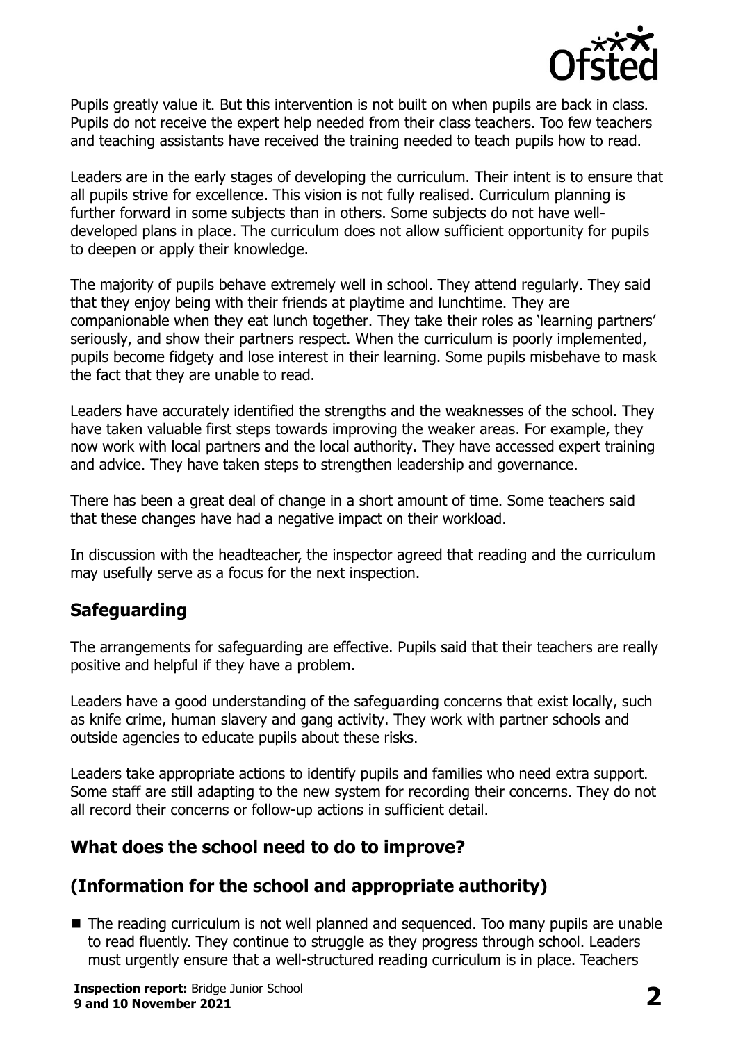Pupils greatly value it. But this intervention is not built on when pupils are back in class. Pupils do not receive the expert help needed from their class teachers. Too few teachers and teaching assistants have received the training needed to teach pupils how to read.

Leaders are in the early stages of developing the curriculum. Their intent is to ensure that all pupils strive for excellence. This vision is not fully realised. Curriculum planning is further forward in some subjects than in others. Some subjects do not have well-developed plans in place. The curriculum does not allow sufficient opportunity for pupils to deepen or apply their knowledge.

The majority of pupils behave extremely well in school. They attend regularly. They said that they enjoy being with their friends at playtime and lunchtime. They are companionable when they eat lunch together. They take their roles as 'learning partners' seriously, and show their partners respect. When the curriculum is poorly implemented, pupils become fidgety and lose interest in their learning. Some pupils misbehave to mask the fact that they are unable to read.

Leaders have accurately identified the strengths and the weaknesses of the school. They have taken valuable first steps towards improving the weaker areas. For example, they now work with local partners and the local authority. They have accessed expert training and advice. They have taken steps to strengthen leadership and governance.

There has been a great deal of change in a short amount of time. Some teachers said that these changes have had a negative impact on their workload.

In discussion with the headteacher, the inspector agreed that reading and the curriculum may usefully serve as a focus for the next inspection.

## Safeguarding

The arrangements for safeguarding are effective. Pupils said that their teachers are really positive and helpful if they have a problem.

Leaders have a good understanding of the safeguarding concerns that exist locally, such as knife crime, human slavery and gang activity. They work with partner schools and outside agencies to educate pupils about these risks.

Leaders take appropriate actions to identify pupils and families who need extra support. Some staff are still adapting to the new system for recording their concerns. They do not all record their concerns or follow-up actions in sufficient detail.

## What does the school need to do to improve?

## (Information for the school and appropriate authority)

- The reading curriculum is not well planned and sequenced. Too many pupils are unable to read fluently. They continue to struggle as they progress through school. Leaders must urgently ensure that a well-structured reading curriculum is in place. Teachers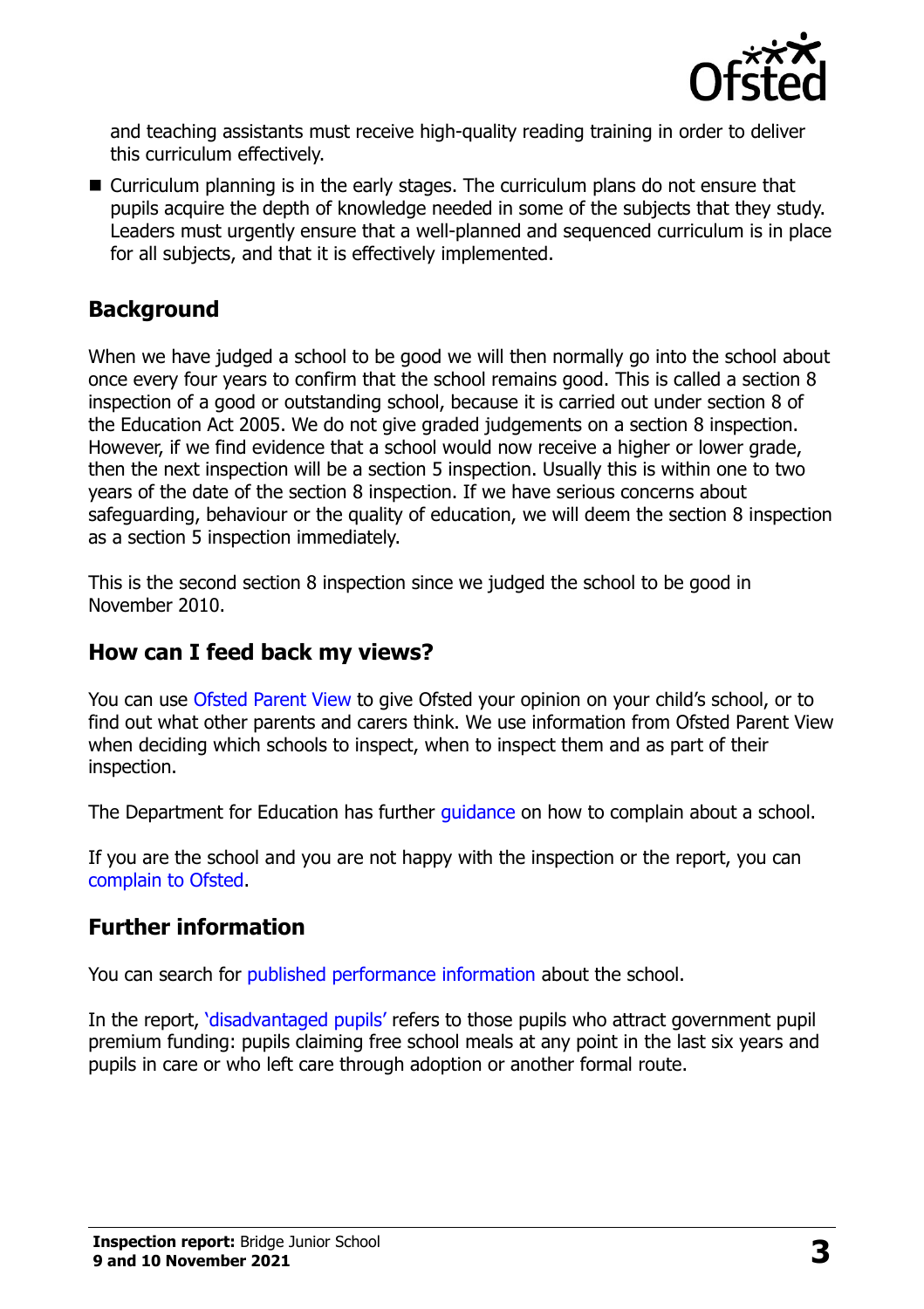and teaching assistants must receive high-quality reading training in order to deliver this curriculum effectively.

- Curriculum planning is in the early stages. The curriculum plans do not ensure that pupils acquire the depth of knowledge needed in some of the subjects that they study. Leaders must urgently ensure that a well-planned and sequenced curriculum is in place for all subjects, and that it is effectively implemented.

## Background

When we have judged a school to be good we will then normally go into the school about once every four years to confirm that the school remains good. This is called a section 8 inspection of a good or outstanding school, because it is carried out under section 8 of the Education Act 2005. We do not give graded judgements on a section 8 inspection. However, if we find evidence that a school would now receive a higher or lower grade, then the next inspection will be a section 5 inspection. Usually this is within one to two years of the date of the section 8 inspection. If we have serious concerns about safeguarding, behaviour or the quality of education, we will deem the section 8 inspection as a section 5 inspection immediately.

This is the second section 8 inspection since we judged the school to be good in November 2010.

## How can I feed back my views?

You can use Ofsted Parent View to give Ofsted your opinion on your child's school, or to find out what other parents and carers think. We use information from Ofsted Parent View when deciding which schools to inspect, when to inspect them and as part of their inspection.

The Department for Education has further guidance on how to complain about a school.

If you are the school and you are not happy with the inspection or the report, you can complain to Ofsted.

## Further information

You can search for published performance information about the school.

In the report, 'disadvantaged pupils' refers to those pupils who attract government pupil premium funding: pupils claiming free school meals at any point in the last six years and pupils in care or who left care through adoption or another formal route.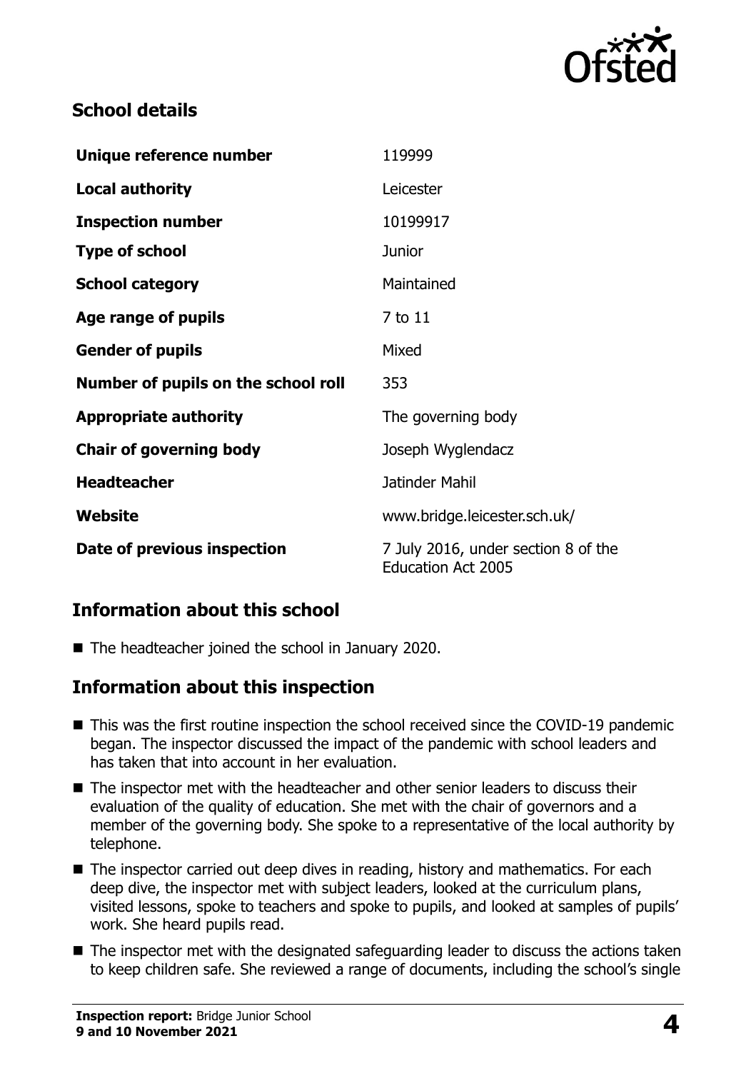## School details

| | |
|---|---|
| **Unique reference number** | 119999 |
| **Local authority** | Leicester |
| **Inspection number** | 10199917 |
| **Type of school** | Junior |
| **School category** | Maintained |
| **Age range of pupils** | 7 to 11 |
| **Gender of pupils** | Mixed |
| **Number of pupils on the school roll** | 353 |
| **Appropriate authority** | The governing body |
| **Chair of governing body** | Joseph Wyglendacz |
| **Headteacher** | Jatinder Mahil |
| **Website** | www.bridge.leicester.sch.uk/ |
| **Date of previous inspection** | 7 July 2016, under section 8 of the Education Act 2005 |

## Information about this school

- The headteacher joined the school in January 2020.

## Information about this inspection

- This was the first routine inspection the school received since the COVID-19 pandemic began. The inspector discussed the impact of the pandemic with school leaders and has taken that into account in her evaluation.
- The inspector met with the headteacher and other senior leaders to discuss their evaluation of the quality of education. She met with the chair of governors and a member of the governing body. She spoke to a representative of the local authority by telephone.
- The inspector carried out deep dives in reading, history and mathematics. For each deep dive, the inspector met with subject leaders, looked at the curriculum plans, visited lessons, spoke to teachers and spoke to pupils, and looked at samples of pupils' work. She heard pupils read.
- The inspector met with the designated safeguarding leader to discuss the actions taken to keep children safe. She reviewed a range of documents, including the school's single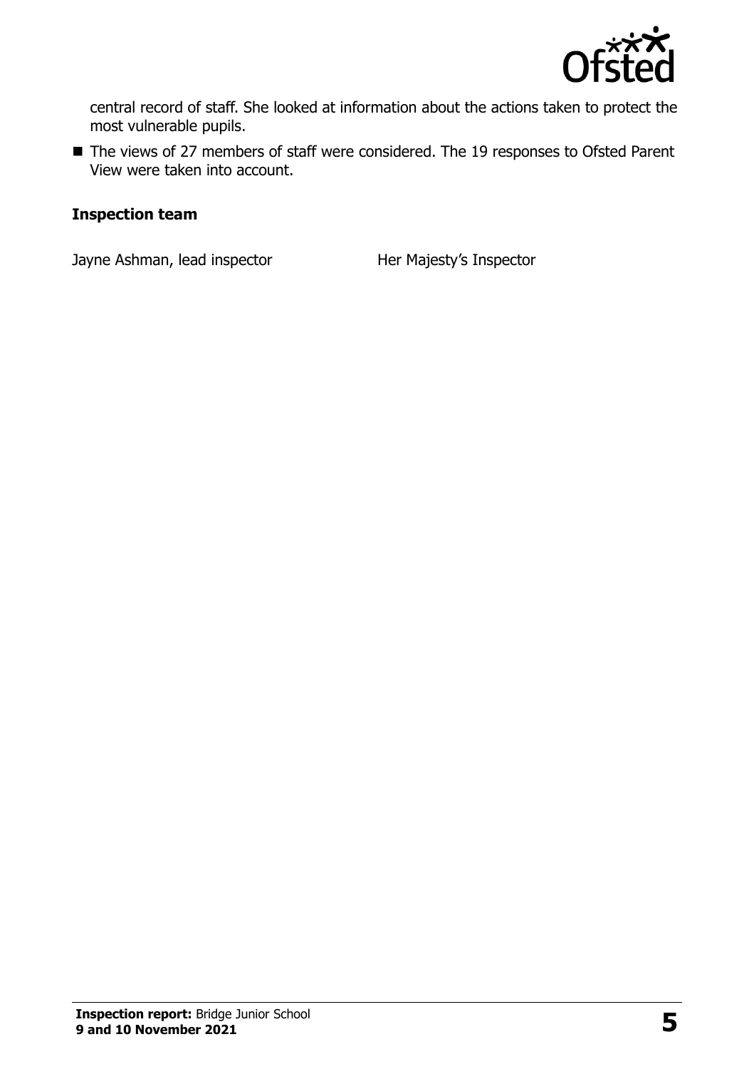central record of staff. She looked at information about the actions taken to protect the most vulnerable pupils.

- The views of 27 members of staff were considered. The 19 responses to Ofsted Parent View were taken into account.

### Inspection team

| | |
|---|---|
| Jayne Ashman, lead inspector | Her Majesty's Inspector |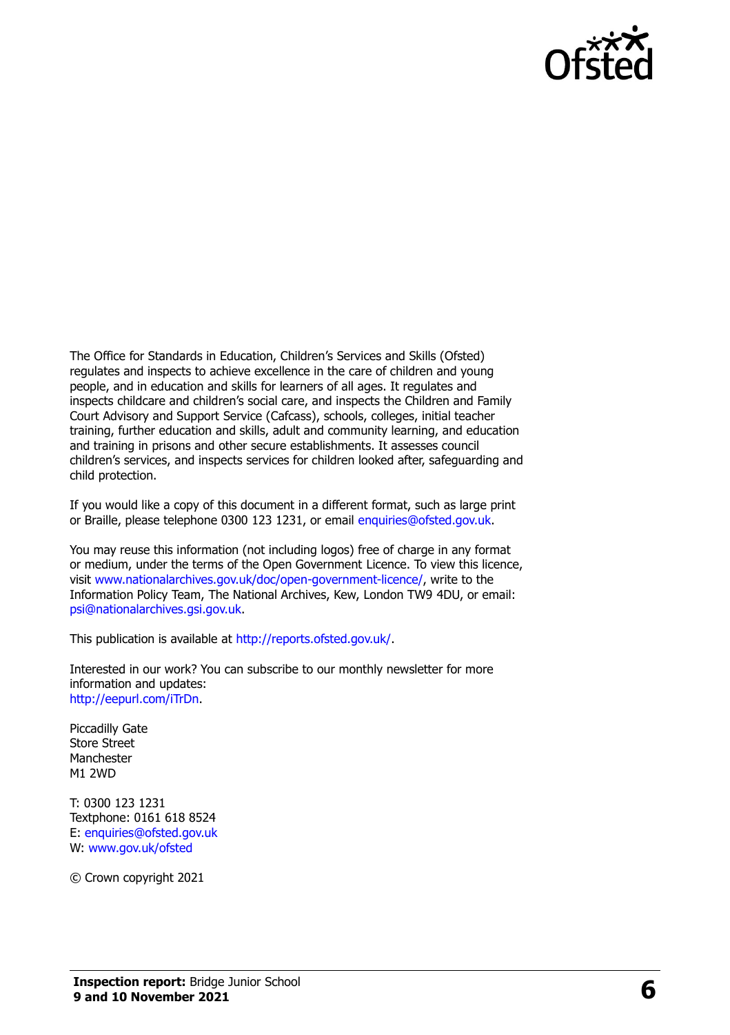The Office for Standards in Education, Children's Services and Skills (Ofsted) regulates and inspects to achieve excellence in the care of children and young people, and in education and skills for learners of all ages. It regulates and inspects childcare and children's social care, and inspects the Children and Family Court Advisory and Support Service (Cafcass), schools, colleges, initial teacher training, further education and skills, adult and community learning, and education and training in prisons and other secure establishments. It assesses council children's services, and inspects services for children looked after, safeguarding and child protection.

If you would like a copy of this document in a different format, such as large print or Braille, please telephone 0300 123 1231, or email enquiries@ofsted.gov.uk.

You may reuse this information (not including logos) free of charge in any format or medium, under the terms of the Open Government Licence. To view this licence, visit www.nationalarchives.gov.uk/doc/open-government-licence/, write to the Information Policy Team, The National Archives, Kew, London TW9 4DU, or email: psi@nationalarchives.gsi.gov.uk.

This publication is available at http://reports.ofsted.gov.uk/.

Interested in our work? You can subscribe to our monthly newsletter for more information and updates:
http://eepurl.com/iTrDn.

Piccadilly Gate
Store Street
Manchester
M1 2WD

T: 0300 123 1231
Textphone: 0161 618 8524
E: enquiries@ofsted.gov.uk
W: www.gov.uk/ofsted

© Crown copyright 2021